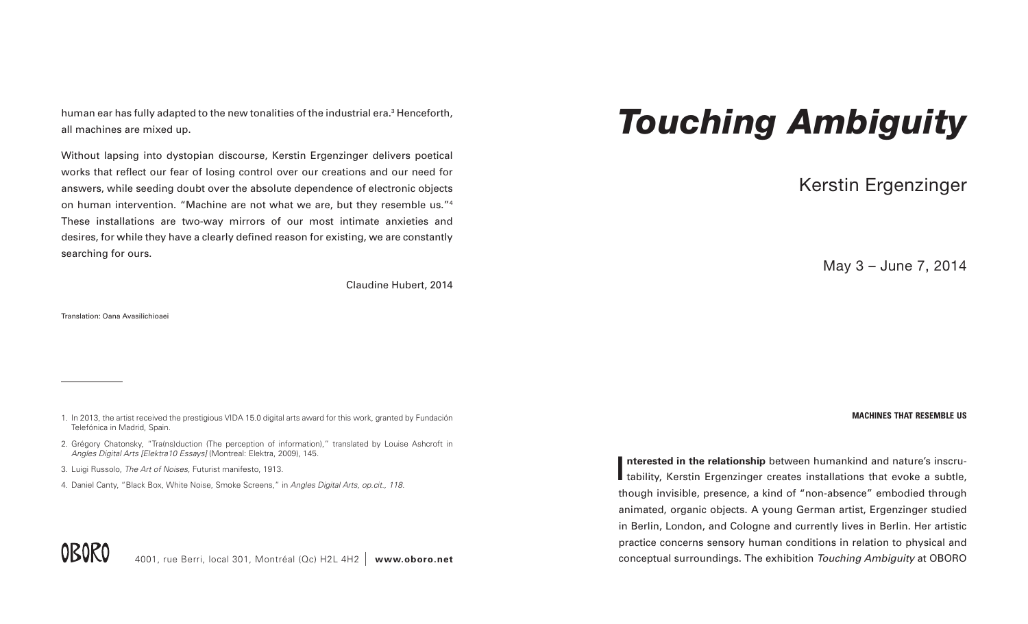human ear has fully adapted to the new tonalities of the industrial era.[3] Henceforth, all machines are mixed up.

Without lapsing into dystopian discourse, Kerstin Ergenzinger delivers poetical works that reflect our fear of losing control over our creations and our need for answers, while seeding doubt over the absolute dependence of electronic objects on human intervention. "Machine are not what we are, but they resemble us."[4] These installations are two-way mirrors of our most intimate anxieties and desires, for while they have a clearly defined reason for existing, we are constantly searching for ours.

Claudine Hubert, 2014

Translation: Oana Avasilichioaei

---

1. In 2013, the artist received the prestigious VIDA 15.0 digital arts award for this work, granted by Fundación Telefónica in Madrid, Spain.
2. Grégory Chatonsky, "Tra(ns)duction (The perception of information)," translated by Louise Ashcroft in *Angles Digital Arts [Elektra10 Essays]* (Montreal: Elektra, 2009), 145.
3. Luigi Russolo, *The Art of Noises*, Futurist manifesto, 1913.
4. Daniel Canty, "Black Box, White Noise, Smoke Screens," in *Angles Digital Arts, op.cit., 118*.

OBORO 4001, rue Berri, local 301, Montréal (Qc) H2L 4H2 | **www.oboro.net**

# *Touching Ambiguity*

## Kerstin Ergenzinger

May 3 – June 7, 2014

**MACHINES THAT RESEMBLE US**

**Interested in the relationship** between humankind and nature's inscrutability, Kerstin Ergenzinger creates installations that evoke a subtle, though invisible, presence, a kind of "non-absence" embodied through animated, organic objects. A young German artist, Ergenzinger studied in Berlin, London, and Cologne and currently lives in Berlin. Her artistic practice concerns sensory human conditions in relation to physical and conceptual surroundings. The exhibition *Touching Ambiguity* at OBORO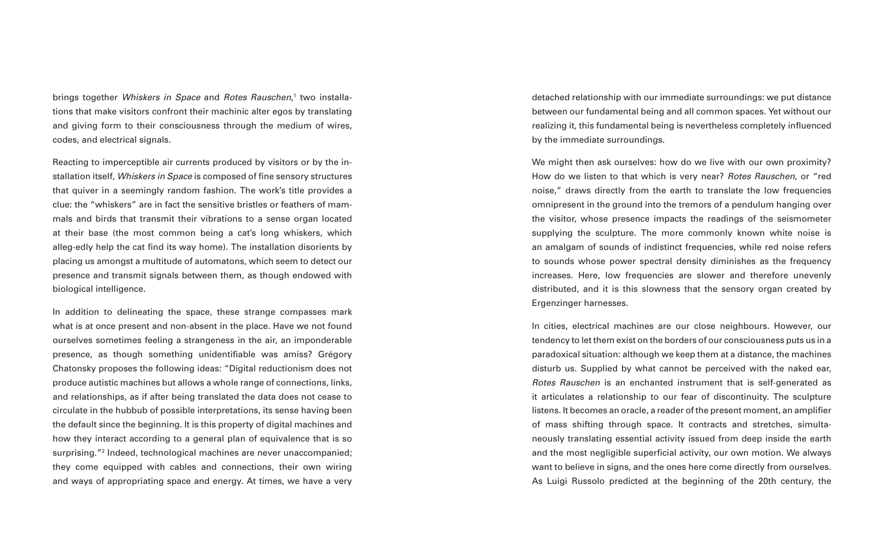brings together *Whiskers in Space* and *Rotes Rauschen*,[1] two installations that make visitors confront their machinic alter egos by translating and giving form to their consciousness through the medium of wires, codes, and electrical signals.

Reacting to imperceptible air currents produced by visitors or by the installation itself, *Whiskers in Space* is composed of fine sensory structures that quiver in a seemingly random fashion. The work's title provides a clue: the "whiskers" are in fact the sensitive bristles or feathers of mammals and birds that transmit their vibrations to a sense organ located at their base (the most common being a cat's long whiskers, which alleg-edly help the cat find its way home). The installation disorients by placing us amongst a multitude of automatons, which seem to detect our presence and transmit signals between them, as though endowed with biological intelligence.

In addition to delineating the space, these strange compasses mark what is at once present and non-absent in the place. Have we not found ourselves sometimes feeling a strangeness in the air, an imponderable presence, as though something unidentifiable was amiss? Grégory Chatonsky proposes the following ideas: "Digital reductionism does not produce autistic machines but allows a whole range of connections, links, and relationships, as if after being translated the data does not cease to circulate in the hubbub of possible interpretations, its sense having been the default since the beginning. It is this property of digital machines and how they interact according to a general plan of equivalence that is so surprising."[2] Indeed, technological machines are never unaccompanied; they come equipped with cables and connections, their own wiring and ways of appropriating space and energy. At times, we have a very detached relationship with our immediate surroundings: we put distance between our fundamental being and all common spaces. Yet without our realizing it, this fundamental being is nevertheless completely influenced by the immediate surroundings.

We might then ask ourselves: how do we live with our own proximity? How do we listen to that which is very near? *Rotes Rauschen*, or "red noise," draws directly from the earth to translate the low frequencies omnipresent in the ground into the tremors of a pendulum hanging over the visitor, whose presence impacts the readings of the seismometer supplying the sculpture. The more commonly known white noise is an amalgam of sounds of indistinct frequencies, while red noise refers to sounds whose power spectral density diminishes as the frequency increases. Here, low frequencies are slower and therefore unevenly distributed, and it is this slowness that the sensory organ created by Ergenzinger harnesses.

In cities, electrical machines are our close neighbours. However, our tendency to let them exist on the borders of our consciousness puts us in a paradoxical situation: although we keep them at a distance, the machines disturb us. Supplied by what cannot be perceived with the naked ear, *Rotes Rauschen* is an enchanted instrument that is self-generated as it articulates a relationship to our fear of discontinuity. The sculpture listens. It becomes an oracle, a reader of the present moment, an amplifier of mass shifting through space. It contracts and stretches, simultaneously translating essential activity issued from deep inside the earth and the most negligible superficial activity, our own motion. We always want to believe in signs, and the ones here come directly from ourselves. As Luigi Russolo predicted at the beginning of the 20th century, the